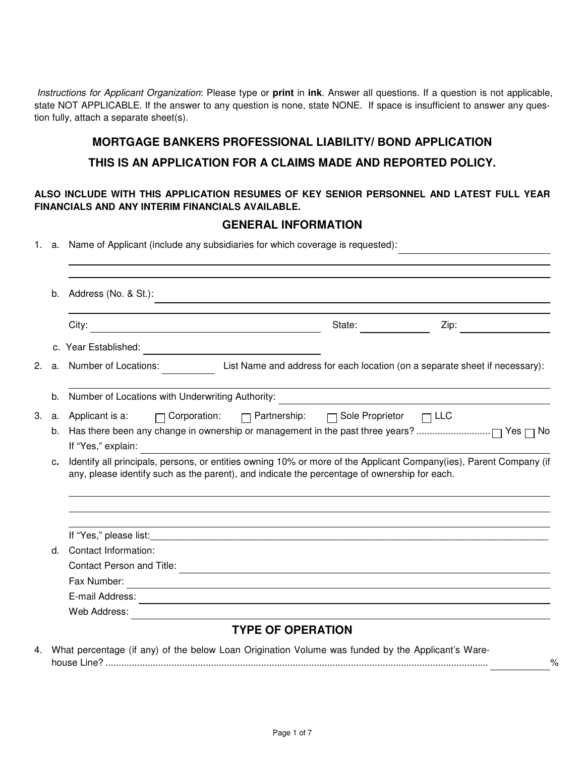*Instructions for Applicant Organization*: Please type or **print** in **ink**. Answer all questions. If a question is not applicable, state NOT APPLICABLE. If the answer to any question is none, state NONE. If space is insufficient to answer any question fully, attach a separate sheet(s).

## MORTGAGE BANKERS PROFESSIONAL LIABILITY/ BOND APPLICATION

## THIS IS AN APPLICATION FOR A CLAIMS MADE AND REPORTED POLICY.

**ALSO INCLUDE WITH THIS APPLICATION RESUMES OF KEY SENIOR PERSONNEL AND LATEST FULL YEAR FINANCIALS AND ANY INTERIM FINANCIALS AVAILABLE.**

## GENERAL INFORMATION

1. a. Name of Applicant (include any subsidiaries for which coverage is requested): ____________________

   ______________________________________________

   ______________________________________________

   b. Address (No. & St.): ____________________

   ______________________________________________

   City: ____________________ State: __________ Zip: __________

   c. Year Established: ____________________

2. a. Number of Locations: __________ List Name and address for each location (on a separate sheet if necessary):

   ______________________________________________

   b. Number of Locations with Underwriting Authority: ____________________

3. a. Applicant is a: ☐ Corporation: ☐ Partnership: ☐ Sole Proprietor ☐ LLC

   b. Has there been any change in ownership or management in the past three years? ............................ ☐ Yes ☐ No

   If "Yes," explain: ____________________

   c. Identify all principals, persons, or entities owning 10% or more of the Applicant Company(ies), Parent Company (if any, please identify such as the parent), and indicate the percentage of ownership for each.

   ______________________________________________

   ______________________________________________

   ______________________________________________

   If "Yes," please list:______________________________________________

   d. Contact Information:

   Contact Person and Title: ____________________

   Fax Number: ____________________

   E-mail Address: ____________________

   Web Address: ____________________

## TYPE OF OPERATION

4. What percentage (if any) of the below Loan Origination Volume was funded by the Applicant's Warehouse Line? .............................................................................................................................................. __________%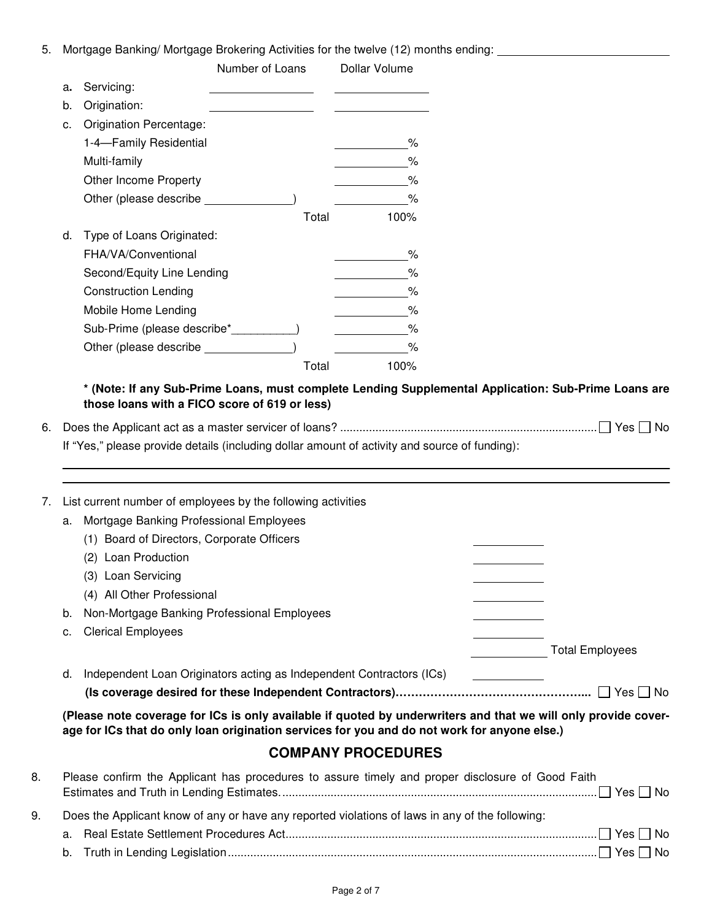5. Mortgage Banking/ Mortgage Brokering Activities for the twelve (12) months ending: ______________________

| | Number of Loans | Dollar Volume |
|---|---|---|
| a. Servicing: | ____________ | ____________ |
| b. Origination: | ____________ | ____________ |

c. Origination Percentage:

| | |
|---|---|
| 1-4—Family Residential | ________% |
| Multi-family | ________% |
| Other Income Property | ________% |
| Other (please describe ____________) | ________% |
| Total | 100% |

d. Type of Loans Originated:

| | |
|---|---|
| FHA/VA/Conventional | ________% |
| Second/Equity Line Lending | ________% |
| Construction Lending | ________% |
| Mobile Home Lending | ________% |
| Sub-Prime (please describe*__________) | ________% |
| Other (please describe ____________) | ________% |
| Total | 100% |

**\* (Note: If any Sub-Prime Loans, must complete Lending Supplemental Application: Sub-Prime Loans are those loans with a FICO score of 619 or less)**

6. Does the Applicant act as a master servicer of loans? ............................................................................... ☐ Yes ☐ No

   If "Yes," please provide details (including dollar amount of activity and source of funding):

   ______________________________________________________________________

   ______________________________________________________________________

7. List current number of employees by the following activities

   a. Mortgage Banking Professional Employees
      - (1) Board of Directors, Corporate Officers ________
      - (2) Loan Production ________
      - (3) Loan Servicing ________
      - (4) All Other Professional ________

   b. Non-Mortgage Banking Professional Employees ________

   c. Clerical Employees ________

   ________ Total Employees

   d. Independent Loan Originators acting as Independent Contractors (ICs) ________

   **(Is coverage desired for these Independent Contractors)**…………………………………………... ☐ Yes ☐ No

   **(Please note coverage for ICs is only available if quoted by underwriters and that we will only provide coverage for ICs that do only loan origination services for you and do not work for anyone else.)**

## COMPANY PROCEDURES

8. Please confirm the Applicant has procedures to assure timely and proper disclosure of Good Faith Estimates and Truth in Lending Estimates. ................................................................................................ ☐ Yes ☐ No

9. Does the Applicant know of any or have any reported violations of laws in any of the following:

   a. Real Estate Settlement Procedures Act................................................................................................ ☐ Yes ☐ No

   b. Truth in Lending Legislation.................................................................................................................. ☐ Yes ☐ No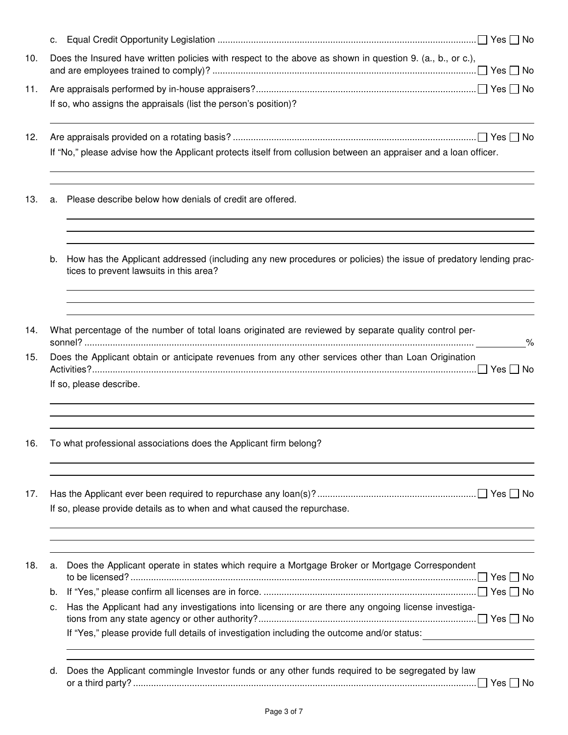c. Equal Credit Opportunity Legislation ☐ Yes ☐ No

10. Does the Insured have written policies with respect to the above as shown in question 9. (a., b., or c.), and are employees trained to comply)? ☐ Yes ☐ No

11. Are appraisals performed by in-house appraisers? ☐ Yes ☐ No

    If so, who assigns the appraisals (list the person's position)?

    ______________________________

12. Are appraisals provided on a rotating basis? ☐ Yes ☐ No

    If "No," please advise how the Applicant protects itself from collusion between an appraiser and a loan officer.

    ______________________________

    ______________________________

13. a. Please describe below how denials of credit are offered.

    ______________________________

    ______________________________

    ______________________________

    b. How has the Applicant addressed (including any new procedures or policies) the issue of predatory lending practices to prevent lawsuits in this area?

    ______________________________

    ______________________________

    ______________________________

14. What percentage of the number of total loans originated are reviewed by separate quality control personnel? ________%

15. Does the Applicant obtain or anticipate revenues from any other services other than Loan Origination Activities? ☐ Yes ☐ No

    If so, please describe.

    ______________________________

    ______________________________

    ______________________________

16. To what professional associations does the Applicant firm belong?

    ______________________________

    ______________________________

17. Has the Applicant ever been required to repurchase any loan(s)? ☐ Yes ☐ No

    If so, please provide details as to when and what caused the repurchase.

    ______________________________

    ______________________________

    ______________________________

18. a. Does the Applicant operate in states which require a Mortgage Broker or Mortgage Correspondent to be licensed? ☐ Yes ☐ No

    b. If "Yes," please confirm all licenses are in force. ☐ Yes ☐ No

    c. Has the Applicant had any investigations into licensing or are there any ongoing license investigations from any state agency or other authority? ☐ Yes ☐ No

    If "Yes," please provide full details of investigation including the outcome and/or status: ______________________________

    ______________________________

    ______________________________

    d. Does the Applicant commingle Investor funds or any other funds required to be segregated by law or a third party? ☐ Yes ☐ No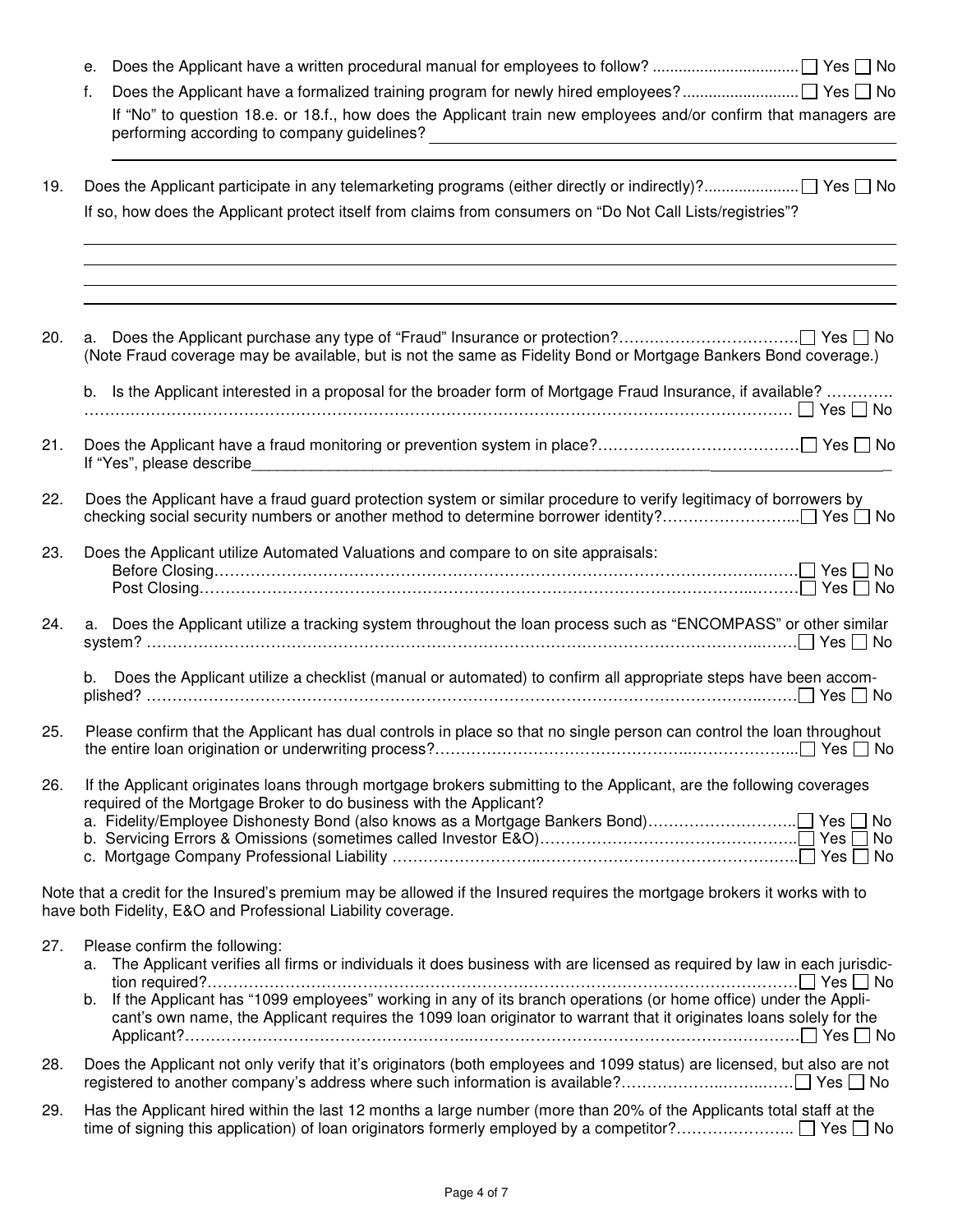e. Does the Applicant have a written procedural manual for employees to follow? ☐ Yes ☐ No

f. Does the Applicant have a formalized training program for newly hired employees? ☐ Yes ☐ No

If "No" to question 18.e. or 18.f., how does the Applicant train new employees and/or confirm that managers are performing according to company guidelines? ______________________________

______________________________

19. Does the Applicant participate in any telemarketing programs (either directly or indirectly)? ☐ Yes ☐ No

If so, how does the Applicant protect itself from claims from consumers on "Do Not Call Lists/registries"?

______________________________

______________________________

______________________________

______________________________

20. a. Does the Applicant purchase any type of "Fraud" Insurance or protection? ☐ Yes ☐ No
(Note Fraud coverage may be available, but is not the same as Fidelity Bond or Mortgage Bankers Bond coverage.)

b. Is the Applicant interested in a proposal for the broader form of Mortgage Fraud Insurance, if available? ☐ Yes ☐ No

21. Does the Applicant have a fraud monitoring or prevention system in place? ☐ Yes ☐ No
If "Yes", please describe______________________________

22. Does the Applicant have a fraud guard protection system or similar procedure to verify legitimacy of borrowers by checking social security numbers or another method to determine borrower identity? ☐ Yes ☐ No

23. Does the Applicant utilize Automated Valuations and compare to on site appraisals:
Before Closing ☐ Yes ☐ No
Post Closing ☐ Yes ☐ No

24. a. Does the Applicant utilize a tracking system throughout the loan process such as "ENCOMPASS" or other similar system? ☐ Yes ☐ No

b. Does the Applicant utilize a checklist (manual or automated) to confirm all appropriate steps have been accomplished? ☐ Yes ☐ No

25. Please confirm that the Applicant has dual controls in place so that no single person can control the loan throughout the entire loan origination or underwriting process? ☐ Yes ☐ No

26. If the Applicant originates loans through mortgage brokers submitting to the Applicant, are the following coverages required of the Mortgage Broker to do business with the Applicant?
a. Fidelity/Employee Dishonesty Bond (also knows as a Mortgage Bankers Bond) ☐ Yes ☐ No
b. Servicing Errors & Omissions (sometimes called Investor E&O) ☐ Yes ☐ No
c. Mortgage Company Professional Liability ☐ Yes ☐ No

Note that a credit for the Insured's premium may be allowed if the Insured requires the mortgage brokers it works with to have both Fidelity, E&O and Professional Liability coverage.

27. Please confirm the following:
a. The Applicant verifies all firms or individuals it does business with are licensed as required by law in each jurisdiction required? ☐ Yes ☐ No
b. If the Applicant has "1099 employees" working in any of its branch operations (or home office) under the Applicant's own name, the Applicant requires the 1099 loan originator to warrant that it originates loans solely for the Applicant? ☐ Yes ☐ No

28. Does the Applicant not only verify that it's originators (both employees and 1099 status) are licensed, but also are not registered to another company's address where such information is available? ☐ Yes ☐ No

29. Has the Applicant hired within the last 12 months a large number (more than 20% of the Applicants total staff at the time of signing this application) of loan originators formerly employed by a competitor? ☐ Yes ☐ No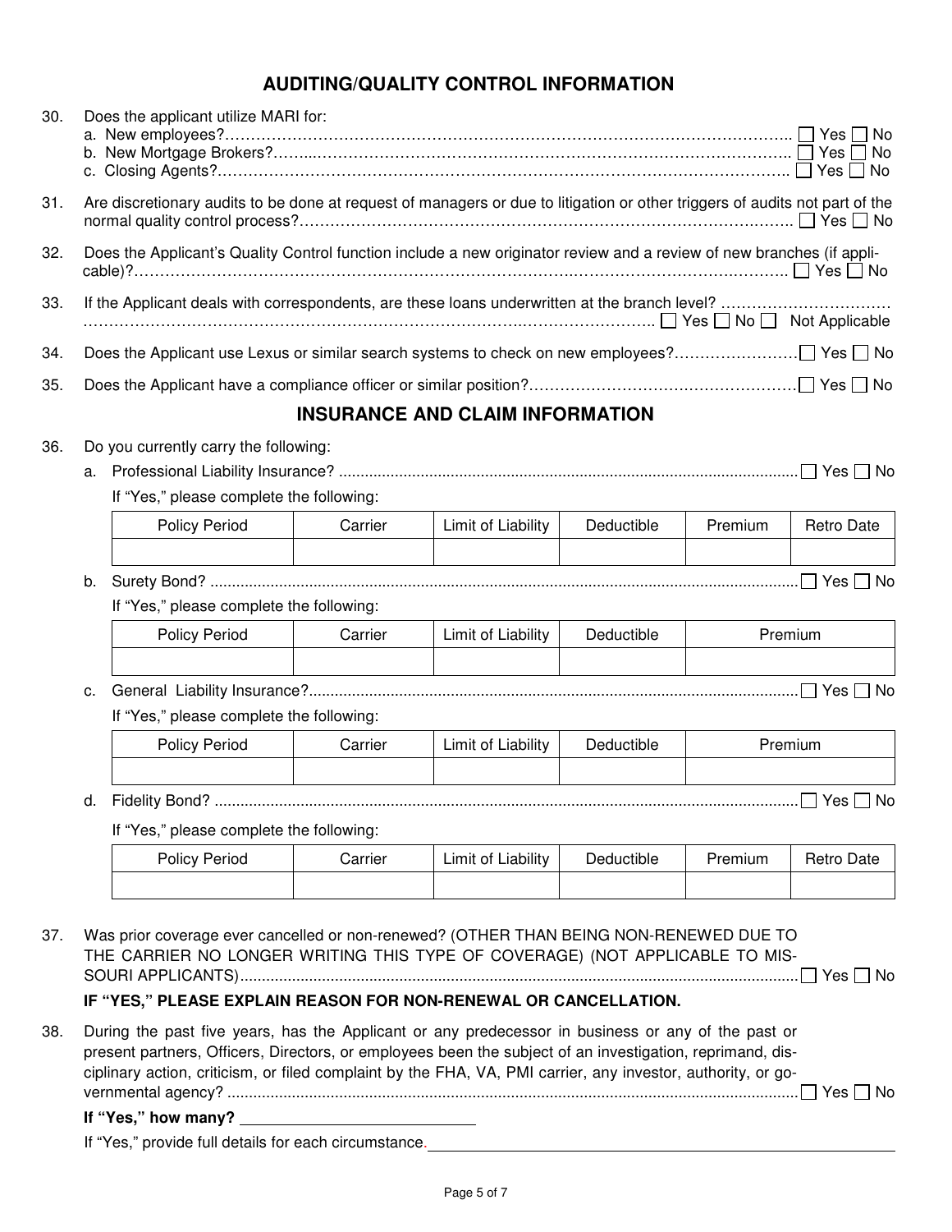## AUDITING/QUALITY CONTROL INFORMATION

30. Does the applicant utilize MARI for:
    a. New employees? ☐ Yes ☐ No
    b. New Mortgage Brokers? ☐ Yes ☐ No
    c. Closing Agents? ☐ Yes ☐ No

31. Are discretionary audits to be done at request of managers or due to litigation or other triggers of audits not part of the normal quality control process? ☐ Yes ☐ No

32. Does the Applicant's Quality Control function include a new originator review and a review of new branches (if applicable)? ☐ Yes ☐ No

33. If the Applicant deals with correspondents, are these loans underwritten at the branch level? ☐ Yes ☐ No ☐ Not Applicable

34. Does the Applicant use Lexus or similar search systems to check on new employees? ☐ Yes ☐ No

35. Does the Applicant have a compliance officer or similar position? ☐ Yes ☐ No

## INSURANCE AND CLAIM INFORMATION

36. Do you currently carry the following:

    a. Professional Liability Insurance? ☐ Yes ☐ No

    If "Yes," please complete the following:

| Policy Period | Carrier | Limit of Liability | Deductible | Premium | Retro Date |
|---|---|---|---|---|---|
| | | | | | |

    b. Surety Bond? ☐ Yes ☐ No

    If "Yes," please complete the following:

| Policy Period | Carrier | Limit of Liability | Deductible | Premium |
|---|---|---|---|---|
| | | | | |

    c. General Liability Insurance? ☐ Yes ☐ No

    If "Yes," please complete the following:

| Policy Period | Carrier | Limit of Liability | Deductible | Premium |
|---|---|---|---|---|
| | | | | |

    d. Fidelity Bond? ☐ Yes ☐ No

    If "Yes," please complete the following:

| Policy Period | Carrier | Limit of Liability | Deductible | Premium | Retro Date |
|---|---|---|---|---|---|
| | | | | | |

37. Was prior coverage ever cancelled or non-renewed? (OTHER THAN BEING NON-RENEWED DUE TO THE CARRIER NO LONGER WRITING THIS TYPE OF COVERAGE) (NOT APPLICABLE TO MISSOURI APPLICANTS) ☐ Yes ☐ No

    **IF "YES," PLEASE EXPLAIN REASON FOR NON-RENEWAL OR CANCELLATION.**

38. During the past five years, has the Applicant or any predecessor in business or any of the past or present partners, Officers, Directors, or employees been the subject of an investigation, reprimand, disciplinary action, criticism, or filed complaint by the FHA, VA, PMI carrier, any investor, authority, or governmental agency? ☐ Yes ☐ No

    **If "Yes," how many?** ______________________

    If "Yes," provide full details for each circumstance. ______________________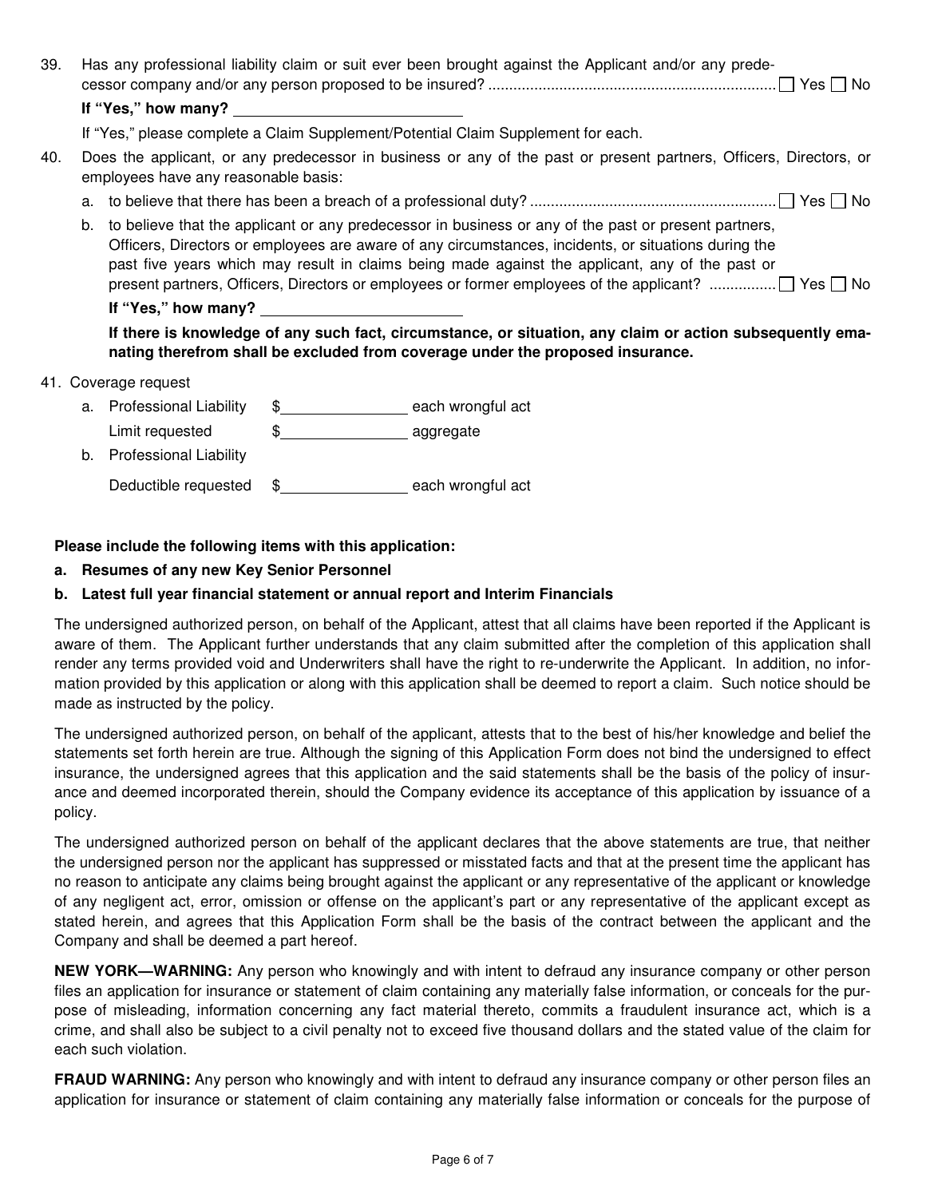39. Has any professional liability claim or suit ever been brought against the Applicant and/or any predecessor company and/or any person proposed to be insured? .................................................................... ☐ Yes ☐ No

    **If "Yes," how many?** ____________________________

    If "Yes," please complete a Claim Supplement/Potential Claim Supplement for each.

40. Does the applicant, or any predecessor in business or any of the past or present partners, Officers, Directors, or employees have any reasonable basis:

    a. to believe that there has been a breach of a professional duty? .......................................................... ☐ Yes ☐ No

    b. to believe that the applicant or any predecessor in business or any of the past or present partners, Officers, Directors or employees are aware of any circumstances, incidents, or situations during the past five years which may result in claims being made against the applicant, any of the past or present partners, Officers, Directors or employees or former employees of the applicant? ................ ☐ Yes ☐ No

    **If "Yes," how many?** ____________________________

    **If there is knowledge of any such fact, circumstance, or situation, any claim or action subsequently emanating therefrom shall be excluded from coverage under the proposed insurance.**

41. Coverage request

    a. Professional Liability $________________ each wrongful act

       Limit requested $________________ aggregate

    b. Professional Liability

       Deductible requested $________________ each wrongful act

**Please include the following items with this application:**

**a. Resumes of any new Key Senior Personnel**

**b. Latest full year financial statement or annual report and Interim Financials**

The undersigned authorized person, on behalf of the Applicant, attest that all claims have been reported if the Applicant is aware of them. The Applicant further understands that any claim submitted after the completion of this application shall render any terms provided void and Underwriters shall have the right to re-underwrite the Applicant. In addition, no information provided by this application or along with this application shall be deemed to report a claim. Such notice should be made as instructed by the policy.

The undersigned authorized person, on behalf of the applicant, attests that to the best of his/her knowledge and belief the statements set forth herein are true. Although the signing of this Application Form does not bind the undersigned to effect insurance, the undersigned agrees that this application and the said statements shall be the basis of the policy of insurance and deemed incorporated therein, should the Company evidence its acceptance of this application by issuance of a policy.

The undersigned authorized person on behalf of the applicant declares that the above statements are true, that neither the undersigned person nor the applicant has suppressed or misstated facts and that at the present time the applicant has no reason to anticipate any claims being brought against the applicant or any representative of the applicant or knowledge of any negligent act, error, omission or offense on the applicant's part or any representative of the applicant except as stated herein, and agrees that this Application Form shall be the basis of the contract between the applicant and the Company and shall be deemed a part hereof.

**NEW YORK—WARNING:** Any person who knowingly and with intent to defraud any insurance company or other person files an application for insurance or statement of claim containing any materially false information, or conceals for the purpose of misleading, information concerning any fact material thereto, commits a fraudulent insurance act, which is a crime, and shall also be subject to a civil penalty not to exceed five thousand dollars and the stated value of the claim for each such violation.

**FRAUD WARNING:** Any person who knowingly and with intent to defraud any insurance company or other person files an application for insurance or statement of claim containing any materially false information or conceals for the purpose of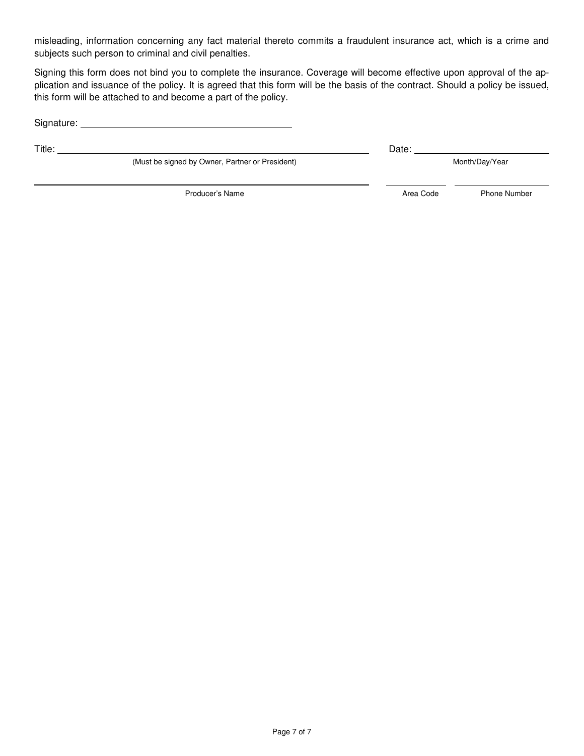misleading, information concerning any fact material thereto commits a fraudulent insurance act, which is a crime and subjects such person to criminal and civil penalties.

Signing this form does not bind you to complete the insurance. Coverage will become effective upon approval of the application and issuance of the policy. It is agreed that this form will be the basis of the contract. Should a policy be issued, this form will be attached to and become a part of the policy.

Signature: ______________________________

Title: ______________________________ Date: ______________
(Must be signed by Owner, Partner or President) Month/Day/Year

______________________________ ________ ______________
Producer's Name Area Code Phone Number